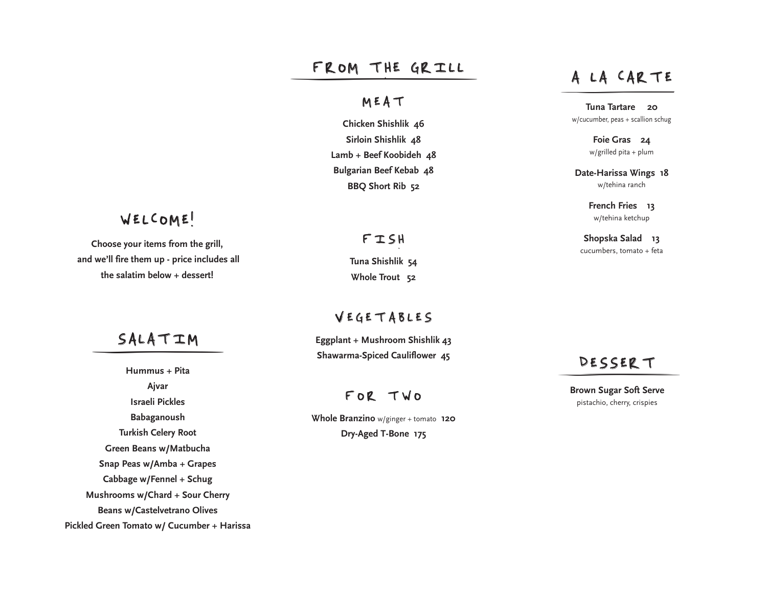## WELCOME!

**Choose your items from the grill, and we'll fire them up - price includes all the salatim below + dessert!**

## SALATIM

**Hummus + Pita**
**Ajvar**
**Israeli Pickles**
**Babaganoush**
**Turkish Celery Root**
**Green Beans w/Matbucha**
**Snap Peas w/Amba + Grapes**
**Cabbage w/Fennel + Schug**
**Mushrooms w/Chard + Sour Cherry**
**Beans w/Castelvetrano Olives**
**Pickled Green Tomato w/ Cucumber + Harissa**

## FROM THE GRILL

### MEAT

**Chicken Shishlik 46**
**Sirloin Shishlik 48**
**Lamb + Beef Koobideh 48**
**Bulgarian Beef Kebab 48**
**BBQ Short Rib 52**

### FISH

**Tuna Shishlik 54**
**Whole Trout 52**

### VEGETABLES

**Eggplant + Mushroom Shishlik 43**
**Shawarma-Spiced Cauliflower 45**

### FOR TWO

**Whole Branzino** w/ginger + tomato **120**
**Dry-Aged T-Bone 175**

## A LA CARTE

**Tuna Tartare 20**
w/cucumber, peas + scallion schug

**Foie Gras 24**
w/grilled pita + plum

**Date-Harissa Wings 18**
w/tehina ranch

**French Fries 13**
w/tehina ketchup

**Shopska Salad 13**
cucumbers, tomato + feta

## DESSERT

**Brown Sugar Soft Serve**
pistachio, cherry, crispies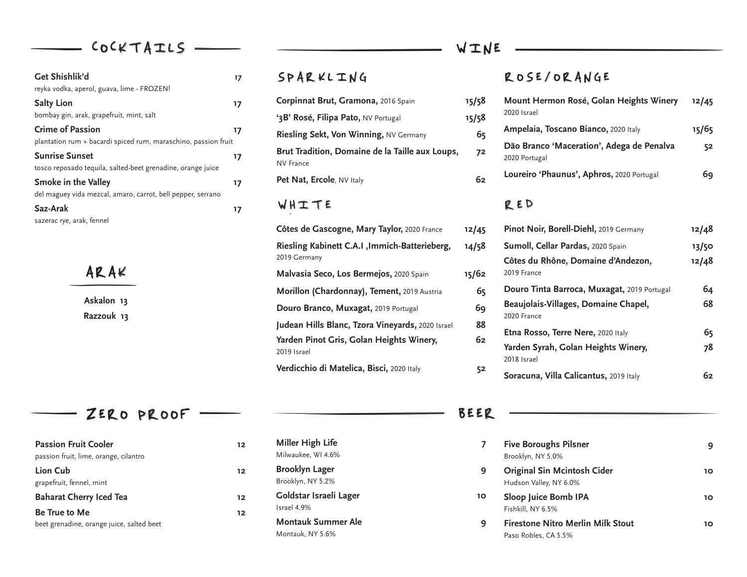## COCKTAILS

**Get Shishlik'd** 17
reyka vodka, aperol, guava, lime - FROZEN!

**Salty Lion** 17
bombay gin, arak, grapefruit, mint, salt

**Crime of Passion** 17
plantation rum + bacardi spiced rum, maraschino, passion fruit

**Sunrise Sunset** 17
tosco reposado tequila, salted-beet grenadine, orange juice

**Smoke in the Valley** 17
del maguey vida mezcal, amaro, carrot, bell pepper, serrano

**Saz-Arak** 17
sazerac rye, arak, fennel

## ARAK

**Askalon** 13

**Razzouk** 13

## WINE

### SPARKLING

**Corpinnat Brut, Gramona,** 2016 Spain — 15/58

**'3B' Rosé, Filipa Pato,** NV Portugal — 15/58

**Riesling Sekt, Von Winning,** NV Germany — 65

**Brut Tradition, Domaine de la Taille aux Loups,** NV France — 72

**Pet Nat, Ercole**, NV Italy — 62

### WHITE

**Côtes de Gascogne, Mary Taylor,** 2020 France — 12/45

**Riesling Kabinett C.A.I ,Immich-Batterieberg,** 2019 Germany — 14/58

**Malvasia Seco, Los Bermejos,** 2020 Spain — 15/62

**Morillon (Chardonnay), Tement,** 2019 Austria — 65

**Douro Branco, Muxagat,** 2019 Portugal — 69

**Judean Hills Blanc, Tzora Vineyards,** 2020 Israel — 88

**Yarden Pinot Gris, Golan Heights Winery,** 2019 Israel — 62

**Verdicchio di Matelica, Bisci,** 2020 Italy — 52

### ROSE/ORANGE

**Mount Hermon Rosé, Golan Heights Winery** 2020 Israel — 12/45

**Ampelaia, Toscano Bianco,** 2020 Italy — 15/65

**Dão Branco 'Maceration', Adega de Penalva** 2020 Portugal — 52

**Loureiro 'Phaunus', Aphros,** 2020 Portugal — 69

### RED

**Pinot Noir, Borell-Diehl,** 2019 Germany — 12/48

**Sumoll, Cellar Pardas,** 2020 Spain — 13/50

**Côtes du Rhône, Domaine d'Andezon,** 2019 France — 12/48

**Douro Tinta Barroca, Muxagat,** 2019 Portugal — 64

**Beaujolais-Villages, Domaine Chapel,** 2020 France — 68

**Etna Rosso, Terre Nere,** 2020 Italy — 65

**Yarden Syrah, Golan Heights Winery,** 2018 Israel — 78

**Soracuna, Villa Calicantus,** 2019 Italy — 62

## ZERO PROOF

**Passion Fruit Cooler** 12
passion fruit, lime, orange, cilantro

**Lion Cub** 12
grapefruit, fennel, mint

**Baharat Cherry Iced Tea** 12

**Be True to Me** 12
beet grenadine, orange juice, salted beet

## BEER

**Miller High Life** 7
Milwaukee, WI 4.6%

**Brooklyn Lager** 9
Brooklyn, NY 5.2%

**Goldstar Israeli Lager** 10
Israel 4.9%

**Montauk Summer Ale** 9
Montauk, NY 5.6%

**Five Boroughs Pilsner** 9
Brooklyn, NY 5.0%

**Original Sin Mcintosh Cider** 10
Hudson Valley, NY 6.0%

**Sloop Juice Bomb IPA** 10
Fishkill, NY 6.5%

**Firestone Nitro Merlin Milk Stout** 10
Paso Robles, CA 5.5%